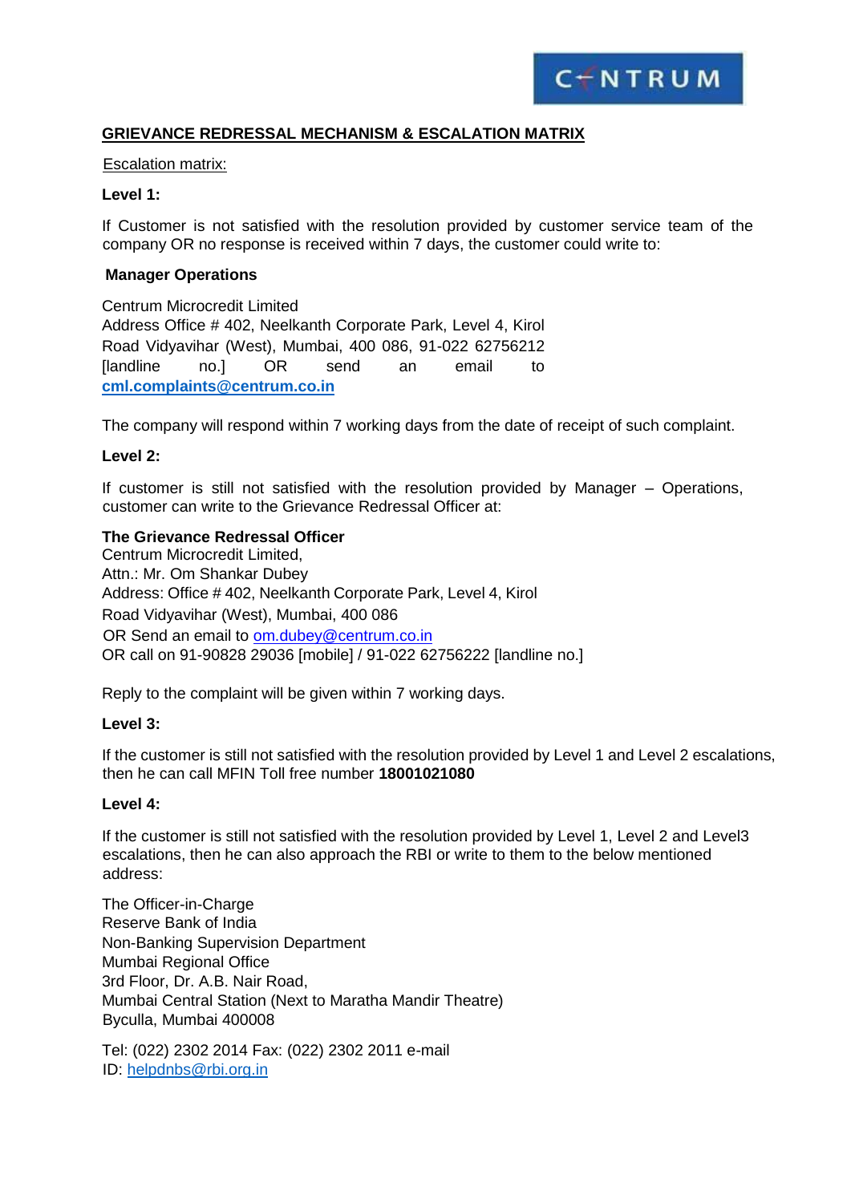CENTRUM

## GRIEVANCE REDRESSAL MECHANISM & ESCALATION MATRIX

Escalation matrix:

**Level 1:**

If Customer is not satisfied with the resolution provided by customer service team of the company OR no response is received within 7 days, the customer could write to:

**Manager Operations**

Centrum Microcredit Limited
Address Office # 402, Neelkanth Corporate Park, Level 4, Kirol Road Vidyavihar (West), Mumbai, 400 086, 91-022 62756212 [landline no.] OR send an email to **cml.complaints@centrum.co.in**

The company will respond within 7 working days from the date of receipt of such complaint.

**Level 2:**

If customer is still not satisfied with the resolution provided by Manager – Operations, customer can write to the Grievance Redressal Officer at:

**The Grievance Redressal Officer**
Centrum Microcredit Limited,
Attn.: Mr. Om Shankar Dubey
Address: Office # 402, Neelkanth Corporate Park, Level 4, Kirol
Road Vidyavihar (West), Mumbai, 400 086
OR Send an email to om.dubey@centrum.co.in
OR call on 91-90828 29036 [mobile] / 91-022 62756222 [landline no.]

Reply to the complaint will be given within 7 working days.

**Level 3:**

If the customer is still not satisfied with the resolution provided by Level 1 and Level 2 escalations, then he can call MFIN Toll free number **18001021080**

**Level 4:**

If the customer is still not satisfied with the resolution provided by Level 1, Level 2 and Level3 escalations, then he can also approach the RBI or write to them to the below mentioned address:

The Officer-in-Charge
Reserve Bank of India
Non-Banking Supervision Department
Mumbai Regional Office
3rd Floor, Dr. A.B. Nair Road,
Mumbai Central Station (Next to Maratha Mandir Theatre)
Byculla, Mumbai 400008

Tel: (022) 2302 2014 Fax: (022) 2302 2011 e-mail ID: helpdnbs@rbi.org.in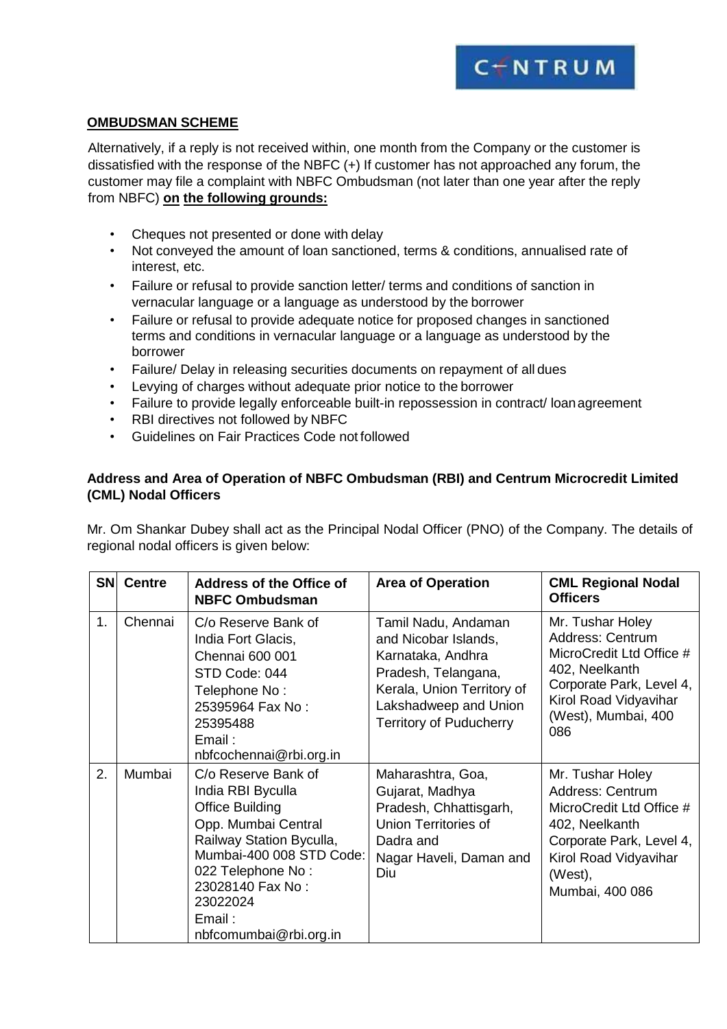## OMBUDSMAN SCHEME

Alternatively, if a reply is not received within, one month from the Company or the customer is dissatisfied with the response of the NBFC (+) If customer has not approached any forum, the customer may file a complaint with NBFC Ombudsman (not later than one year after the reply from NBFC) **on the following grounds:**

- Cheques not presented or done with delay
- Not conveyed the amount of loan sanctioned, terms & conditions, annualised rate of interest, etc.
- Failure or refusal to provide sanction letter/ terms and conditions of sanction in vernacular language or a language as understood by the borrower
- Failure or refusal to provide adequate notice for proposed changes in sanctioned terms and conditions in vernacular language or a language as understood by the borrower
- Failure/ Delay in releasing securities documents on repayment of all dues
- Levying of charges without adequate prior notice to the borrower
- Failure to provide legally enforceable built-in repossession in contract/ loan agreement
- RBI directives not followed by NBFC
- Guidelines on Fair Practices Code not followed

**Address and Area of Operation of NBFC Ombudsman (RBI) and Centrum Microcredit Limited (CML) Nodal Officers**

Mr. Om Shankar Dubey shall act as the Principal Nodal Officer (PNO) of the Company. The details of regional nodal officers is given below:

| SN | Centre | Address of the Office of NBFC Ombudsman | Area of Operation | CML Regional Nodal Officers |
|---|---|---|---|---|
| 1. | Chennai | C/o Reserve Bank of India Fort Glacis, Chennai 600 001 STD Code: 044 Telephone No : 25395964 Fax No : 25395488 Email : nbfcochennai@rbi.org.in | Tamil Nadu, Andaman and Nicobar Islands, Karnataka, Andhra Pradesh, Telangana, Kerala, Union Territory of Lakshadweep and Union Territory of Puducherry | Mr. Tushar Holey Address: Centrum MicroCredit Ltd Office # 402, Neelkanth Corporate Park, Level 4, Kirol Road Vidyavihar (West), Mumbai, 400 086 |
| 2. | Mumbai | C/o Reserve Bank of India RBI Byculla Office Building Opp. Mumbai Central Railway Station Byculla, Mumbai-400 008 STD Code: 022 Telephone No : 23028140 Fax No : 23022024 Email : nbfcomumbai@rbi.org.in | Maharashtra, Goa, Gujarat, Madhya Pradesh, Chhattisgarh, Union Territories of Dadra and Nagar Haveli, Daman and Diu | Mr. Tushar Holey Address: Centrum MicroCredit Ltd Office # 402, Neelkanth Corporate Park, Level 4, Kirol Road Vidyavihar (West), Mumbai, 400 086 |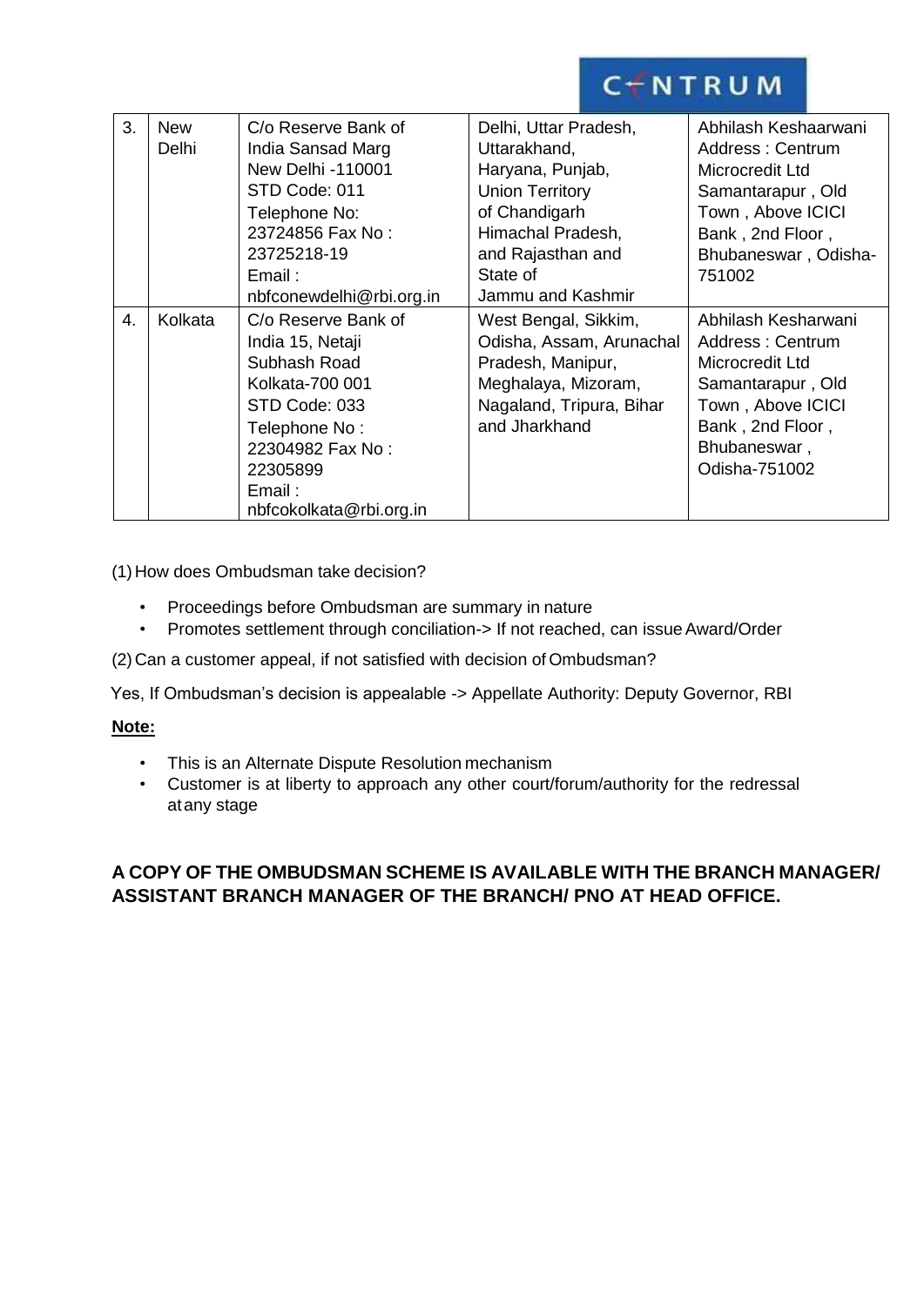| | | | | |
|---|---|---|---|---|
| 3. | New Delhi | C/o Reserve Bank of India Sansad Marg New Delhi -110001 STD Code: 011 Telephone No: 23724856 Fax No : 23725218-19 Email : nbfconewdelhi@rbi.org.in | Delhi, Uttar Pradesh, Uttarakhand, Haryana, Punjab, Union Territory of Chandigarh Himachal Pradesh, and Rajasthan and State of Jammu and Kashmir | Abhilash Keshaarwani Address : Centrum Microcredit Ltd Samantarapur , Old Town , Above ICICI Bank , 2nd Floor , Bhubaneswar , Odisha-751002 |
| 4. | Kolkata | C/o Reserve Bank of India 15, Netaji Subhash Road Kolkata-700 001 STD Code: 033 Telephone No : 22304982 Fax No : 22305899 Email : nbfcokolkata@rbi.org.in | West Bengal, Sikkim, Odisha, Assam, Arunachal Pradesh, Manipur, Meghalaya, Mizoram, Nagaland, Tripura, Bihar and Jharkhand | Abhilash Kesharwani Address : Centrum Microcredit Ltd Samantarapur , Old Town , Above ICICI Bank , 2nd Floor , Bhubaneswar , Odisha-751002 |

(1) How does Ombudsman take decision?

- Proceedings before Ombudsman are summary in nature
- Promotes settlement through conciliation-> If not reached, can issue Award/Order

(2) Can a customer appeal, if not satisfied with decision of Ombudsman?

Yes, If Ombudsman's decision is appealable -> Appellate Authority: Deputy Governor, RBI

**Note:**

- This is an Alternate Dispute Resolution mechanism
- Customer is at liberty to approach any other court/forum/authority for the redressal at any stage

**A COPY OF THE OMBUDSMAN SCHEME IS AVAILABLE WITH THE BRANCH MANAGER/ ASSISTANT BRANCH MANAGER OF THE BRANCH/ PNO AT HEAD OFFICE.**